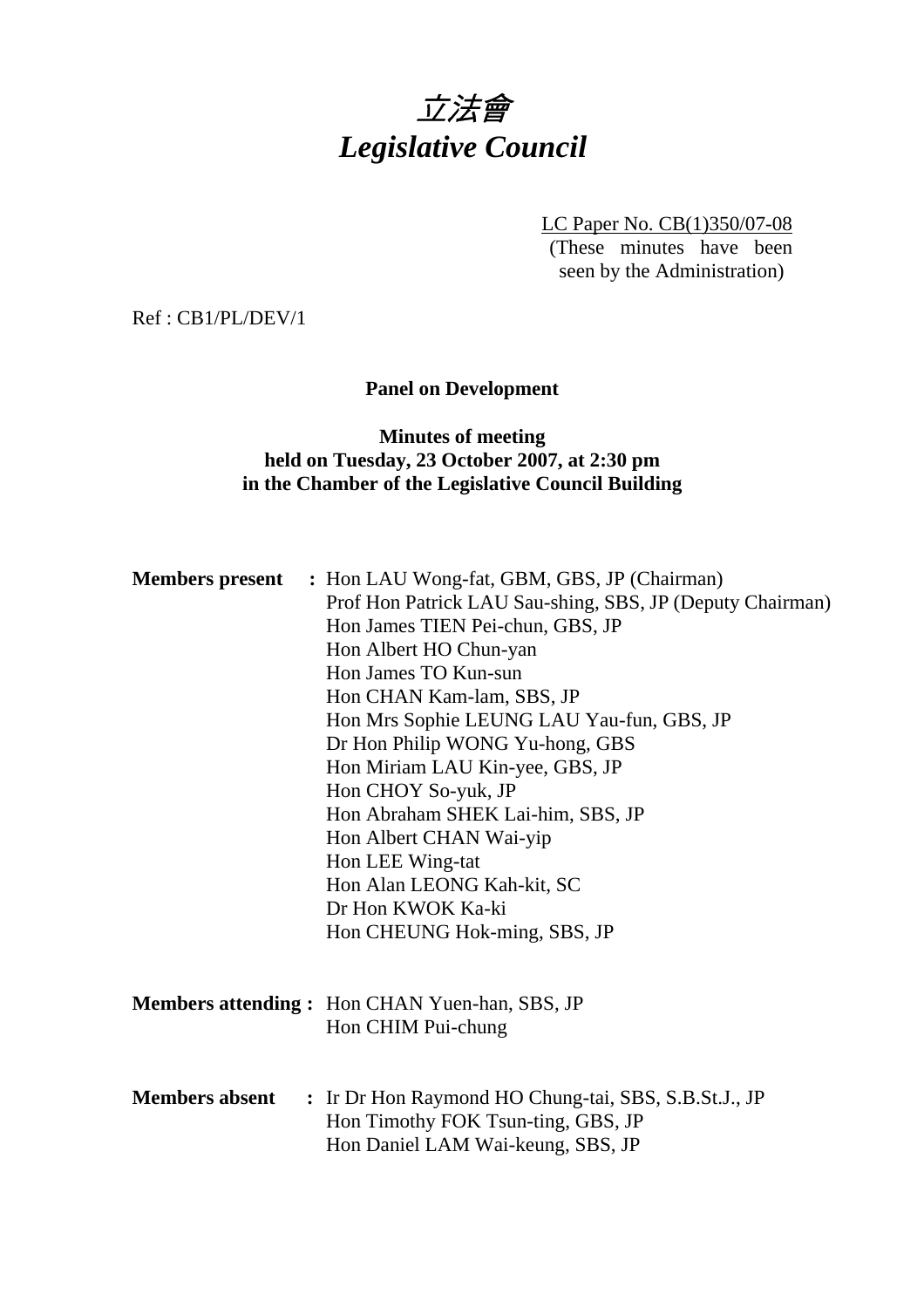# *立法會*
# *Legislative Council*

LC Paper No. CB(1)350/07-08
(These minutes have been seen by the Administration)

Ref : CB1/PL/DEV/1

**Panel on Development**

**Minutes of meeting held on Tuesday, 23 October 2007, at 2:30 pm in the Chamber of the Legislative Council Building**

**Members present :** Hon LAU Wong-fat, GBM, GBS, JP (Chairman)
Prof Hon Patrick LAU Sau-shing, SBS, JP (Deputy Chairman)
Hon James TIEN Pei-chun, GBS, JP
Hon Albert HO Chun-yan
Hon James TO Kun-sun
Hon CHAN Kam-lam, SBS, JP
Hon Mrs Sophie LEUNG LAU Yau-fun, GBS, JP
Dr Hon Philip WONG Yu-hong, GBS
Hon Miriam LAU Kin-yee, GBS, JP
Hon CHOY So-yuk, JP
Hon Abraham SHEK Lai-him, SBS, JP
Hon Albert CHAN Wai-yip
Hon LEE Wing-tat
Hon Alan LEONG Kah-kit, SC
Dr Hon KWOK Ka-ki
Hon CHEUNG Hok-ming, SBS, JP

**Members attending :** Hon CHAN Yuen-han, SBS, JP
Hon CHIM Pui-chung

**Members absent :** Ir Dr Hon Raymond HO Chung-tai, SBS, S.B.St.J., JP
Hon Timothy FOK Tsun-ting, GBS, JP
Hon Daniel LAM Wai-keung, SBS, JP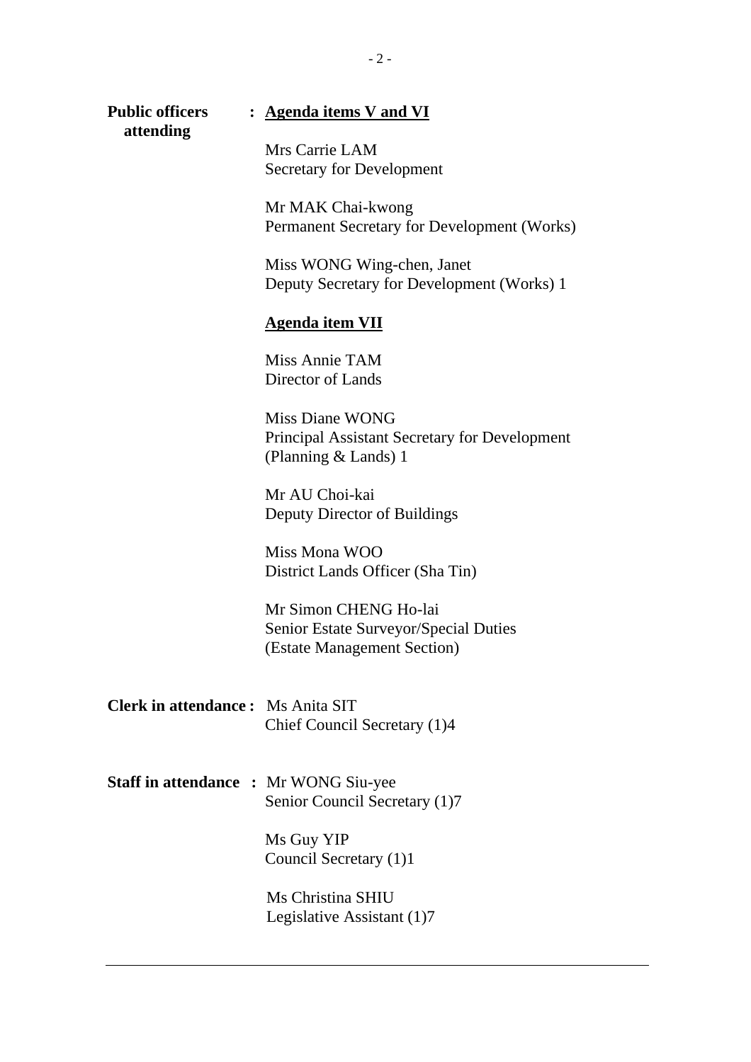**Public officers attending** : **Agenda items V and VI**

Mrs Carrie LAM
Secretary for Development

Mr MAK Chai-kwong
Permanent Secretary for Development (Works)

Miss WONG Wing-chen, Janet
Deputy Secretary for Development (Works) 1

**Agenda item VII**

Miss Annie TAM
Director of Lands

Miss Diane WONG
Principal Assistant Secretary for Development (Planning & Lands) 1

Mr AU Choi-kai
Deputy Director of Buildings

Miss Mona WOO
District Lands Officer (Sha Tin)

Mr Simon CHENG Ho-lai
Senior Estate Surveyor/Special Duties (Estate Management Section)

**Clerk in attendance :** Ms Anita SIT
Chief Council Secretary (1)4

**Staff in attendance :** Mr WONG Siu-yee
Senior Council Secretary (1)7

Ms Guy YIP
Council Secretary (1)1

Ms Christina SHIU
Legislative Assistant (1)7

---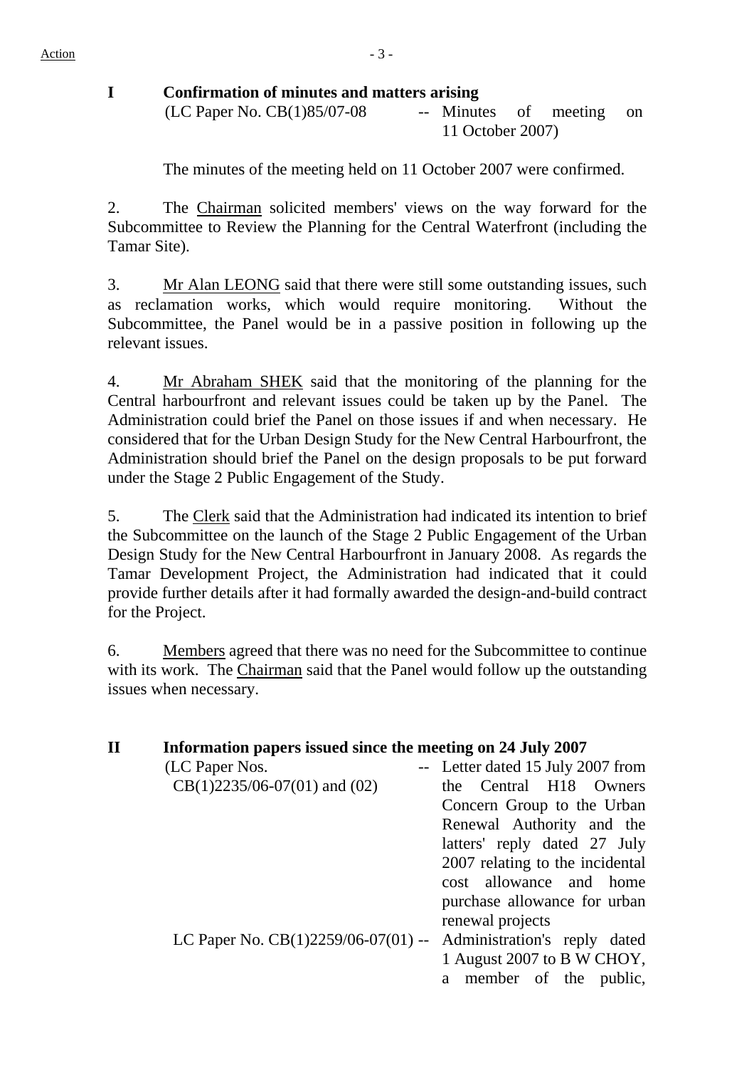## I Confirmation of minutes and matters arising

(LC Paper No. CB(1)85/07-08 -- Minutes of meeting on 11 October 2007)

The minutes of the meeting held on 11 October 2007 were confirmed.

2. The Chairman solicited members' views on the way forward for the Subcommittee to Review the Planning for the Central Waterfront (including the Tamar Site).

3. Mr Alan LEONG said that there were still some outstanding issues, such as reclamation works, which would require monitoring. Without the Subcommittee, the Panel would be in a passive position in following up the relevant issues.

4. Mr Abraham SHEK said that the monitoring of the planning for the Central harbourfront and relevant issues could be taken up by the Panel. The Administration could brief the Panel on those issues if and when necessary. He considered that for the Urban Design Study for the New Central Harbourfront, the Administration should brief the Panel on the design proposals to be put forward under the Stage 2 Public Engagement of the Study.

5. The Clerk said that the Administration had indicated its intention to brief the Subcommittee on the launch of the Stage 2 Public Engagement of the Urban Design Study for the New Central Harbourfront in January 2008. As regards the Tamar Development Project, the Administration had indicated that it could provide further details after it had formally awarded the design-and-build contract for the Project.

6. Members agreed that there was no need for the Subcommittee to continue with its work. The Chairman said that the Panel would follow up the outstanding issues when necessary.

## II Information papers issued since the meeting on 24 July 2007

(LC Paper Nos. CB(1)2235/06-07(01) and (02) -- Letter dated 15 July 2007 from the Central H18 Owners Concern Group to the Urban Renewal Authority and the latters' reply dated 27 July 2007 relating to the incidental cost allowance and home purchase allowance for urban renewal projects

LC Paper No. CB(1)2259/06-07(01) -- Administration's reply dated 1 August 2007 to B W CHOY, a member of the public,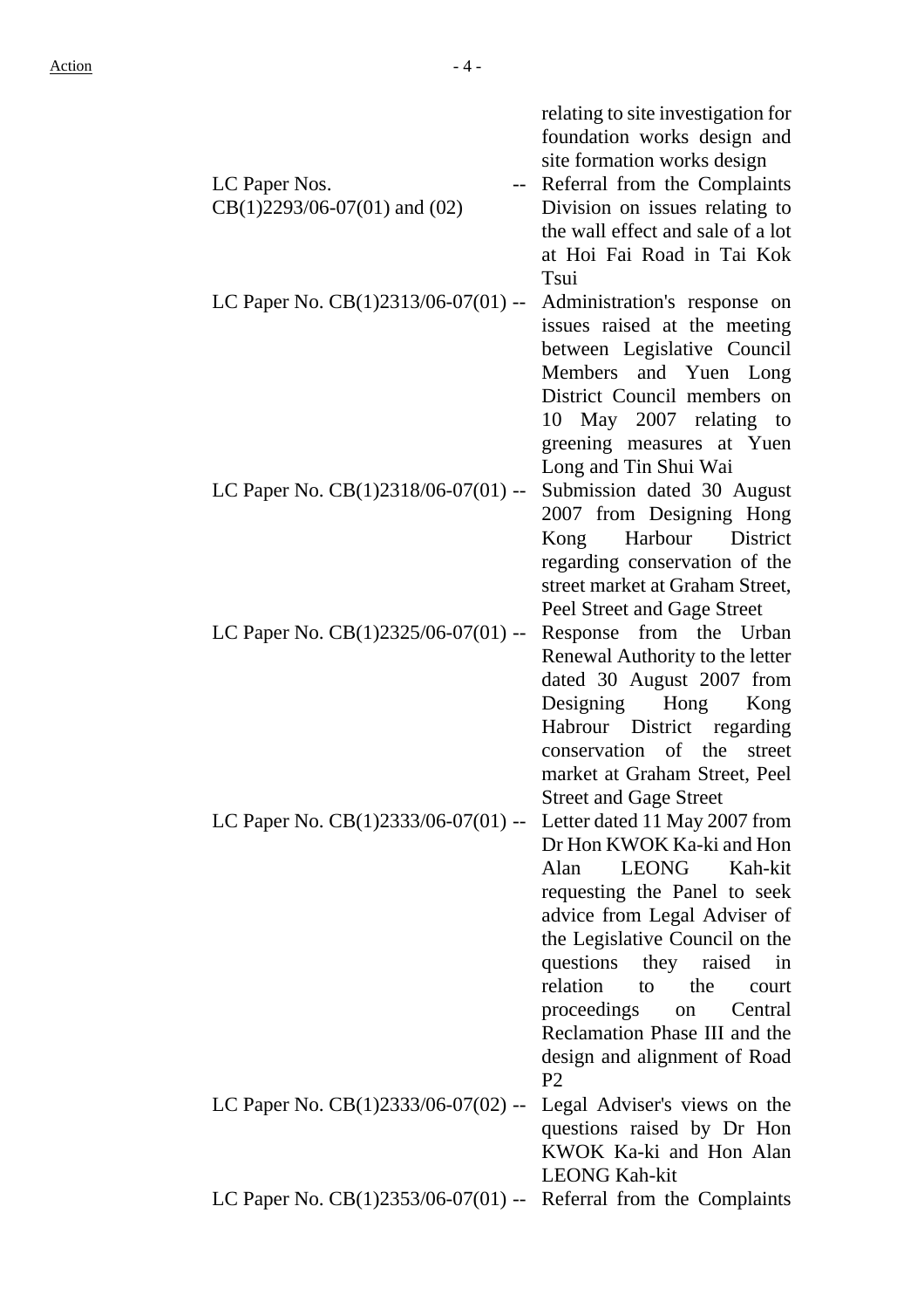| | | |
|---|---|---|
| | | relating to site investigation for foundation works design and site formation works design |
| LC Paper Nos. CB(1)2293/06-07(01) and (02) | -- | Referral from the Complaints Division on issues relating to the wall effect and sale of a lot at Hoi Fai Road in Tai Kok Tsui |
| LC Paper No. CB(1)2313/06-07(01) | -- | Administration's response on issues raised at the meeting between Legislative Council Members and Yuen Long District Council members on 10 May 2007 relating to greening measures at Yuen Long and Tin Shui Wai |
| LC Paper No. CB(1)2318/06-07(01) | -- | Submission dated 30 August 2007 from Designing Hong Kong Harbour District regarding conservation of the street market at Graham Street, Peel Street and Gage Street |
| LC Paper No. CB(1)2325/06-07(01) | -- | Response from the Urban Renewal Authority to the letter dated 30 August 2007 from Designing Hong Kong Habrour District regarding conservation of the street market at Graham Street, Peel Street and Gage Street |
| LC Paper No. CB(1)2333/06-07(01) | -- | Letter dated 11 May 2007 from Dr Hon KWOK Ka-ki and Hon Alan LEONG Kah-kit requesting the Panel to seek advice from Legal Adviser of the Legislative Council on the questions they raised in relation to the court proceedings on Central Reclamation Phase III and the design and alignment of Road P2 |
| LC Paper No. CB(1)2333/06-07(02) | -- | Legal Adviser's views on the questions raised by Dr Hon KWOK Ka-ki and Hon Alan LEONG Kah-kit |
| LC Paper No. CB(1)2353/06-07(01) | -- | Referral from the Complaints |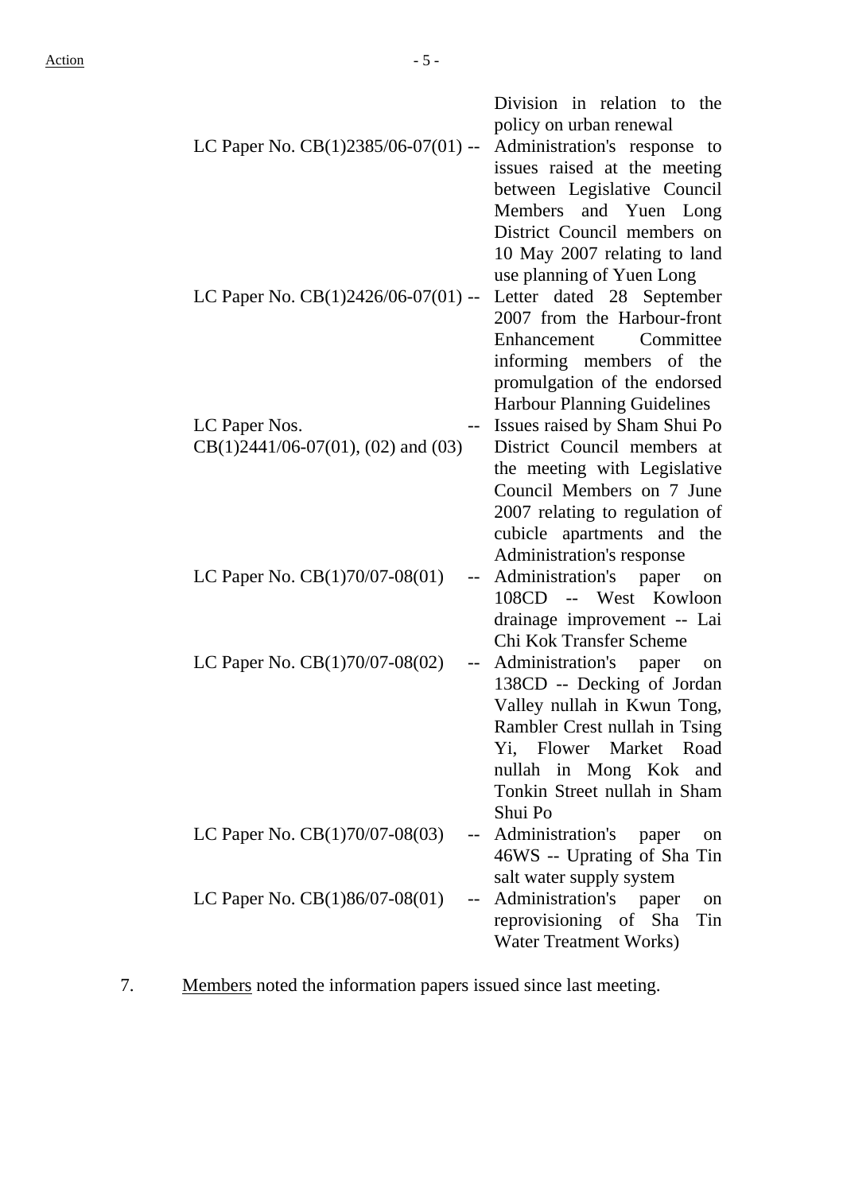| | | |
|---|---|---|
| | | Division in relation to the policy on urban renewal |
| LC Paper No. CB(1)2385/06-07(01) | -- | Administration's response to issues raised at the meeting between Legislative Council Members and Yuen Long District Council members on 10 May 2007 relating to land use planning of Yuen Long |
| LC Paper No. CB(1)2426/06-07(01) | -- | Letter dated 28 September 2007 from the Harbour-front Enhancement Committee informing members of the promulgation of the endorsed Harbour Planning Guidelines |
| LC Paper Nos. CB(1)2441/06-07(01), (02) and (03) | -- | Issues raised by Sham Shui Po District Council members at the meeting with Legislative Council Members on 7 June 2007 relating to regulation of cubicle apartments and the Administration's response |
| LC Paper No. CB(1)70/07-08(01) | -- | Administration's paper on 108CD -- West Kowloon drainage improvement -- Lai Chi Kok Transfer Scheme |
| LC Paper No. CB(1)70/07-08(02) | -- | Administration's paper on 138CD -- Decking of Jordan Valley nullah in Kwun Tong, Rambler Crest nullah in Tsing Yi, Flower Market Road nullah in Mong Kok and Tonkin Street nullah in Sham Shui Po |
| LC Paper No. CB(1)70/07-08(03) | -- | Administration's paper on 46WS -- Uprating of Sha Tin salt water supply system |
| LC Paper No. CB(1)86/07-08(01) | -- | Administration's paper on reprovisioning of Sha Tin Water Treatment Works) |

7. Members noted the information papers issued since last meeting.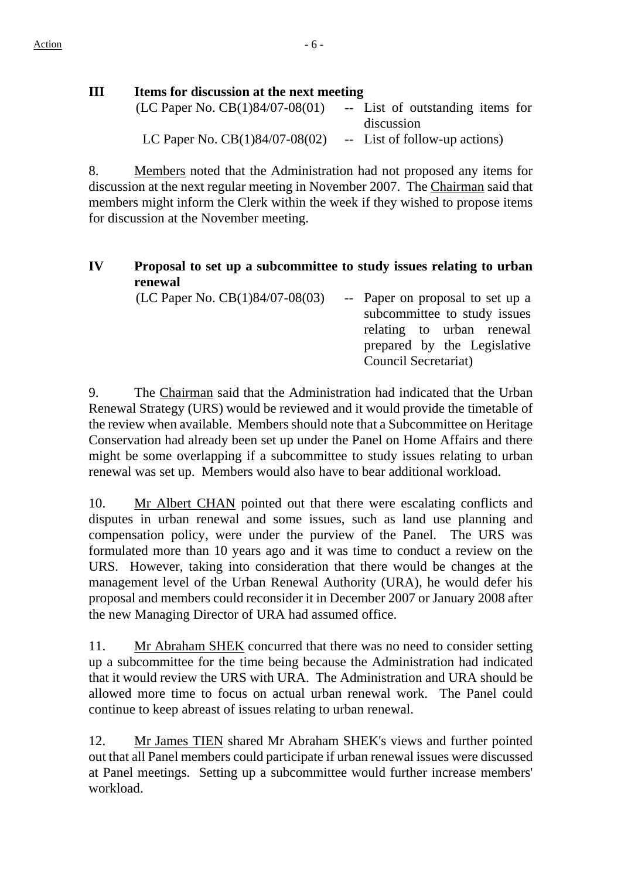## III Items for discussion at the next meeting

(LC Paper No. CB(1)84/07-08(01) -- List of outstanding items for discussion

LC Paper No. CB(1)84/07-08(02) -- List of follow-up actions)

8. Members noted that the Administration had not proposed any items for discussion at the next regular meeting in November 2007. The Chairman said that members might inform the Clerk within the week if they wished to propose items for discussion at the November meeting.

## IV Proposal to set up a subcommittee to study issues relating to urban renewal

(LC Paper No. CB(1)84/07-08(03) -- Paper on proposal to set up a subcommittee to study issues relating to urban renewal prepared by the Legislative Council Secretariat)

9. The Chairman said that the Administration had indicated that the Urban Renewal Strategy (URS) would be reviewed and it would provide the timetable of the review when available. Members should note that a Subcommittee on Heritage Conservation had already been set up under the Panel on Home Affairs and there might be some overlapping if a subcommittee to study issues relating to urban renewal was set up. Members would also have to bear additional workload.

10. Mr Albert CHAN pointed out that there were escalating conflicts and disputes in urban renewal and some issues, such as land use planning and compensation policy, were under the purview of the Panel. The URS was formulated more than 10 years ago and it was time to conduct a review on the URS. However, taking into consideration that there would be changes at the management level of the Urban Renewal Authority (URA), he would defer his proposal and members could reconsider it in December 2007 or January 2008 after the new Managing Director of URA had assumed office.

11. Mr Abraham SHEK concurred that there was no need to consider setting up a subcommittee for the time being because the Administration had indicated that it would review the URS with URA. The Administration and URA should be allowed more time to focus on actual urban renewal work. The Panel could continue to keep abreast of issues relating to urban renewal.

12. Mr James TIEN shared Mr Abraham SHEK's views and further pointed out that all Panel members could participate if urban renewal issues were discussed at Panel meetings. Setting up a subcommittee would further increase members' workload.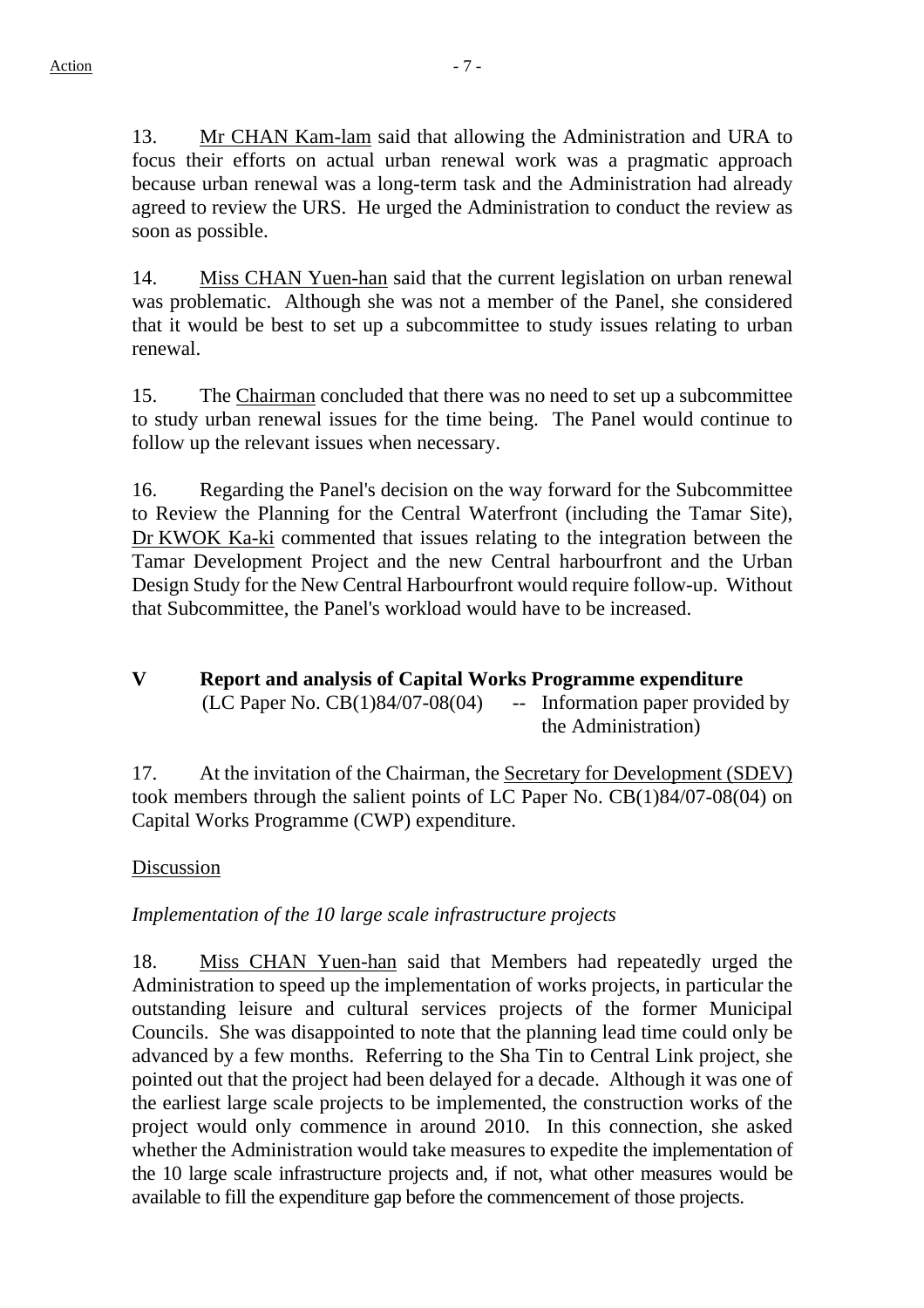13. Mr CHAN Kam-lam said that allowing the Administration and URA to focus their efforts on actual urban renewal work was a pragmatic approach because urban renewal was a long-term task and the Administration had already agreed to review the URS. He urged the Administration to conduct the review as soon as possible.

14. Miss CHAN Yuen-han said that the current legislation on urban renewal was problematic. Although she was not a member of the Panel, she considered that it would be best to set up a subcommittee to study issues relating to urban renewal.

15. The Chairman concluded that there was no need to set up a subcommittee to study urban renewal issues for the time being. The Panel would continue to follow up the relevant issues when necessary.

16. Regarding the Panel's decision on the way forward for the Subcommittee to Review the Planning for the Central Waterfront (including the Tamar Site), Dr KWOK Ka-ki commented that issues relating to the integration between the Tamar Development Project and the new Central harbourfront and the Urban Design Study for the New Central Harbourfront would require follow-up. Without that Subcommittee, the Panel's workload would have to be increased.

## V Report and analysis of Capital Works Programme expenditure

(LC Paper No. CB(1)84/07-08(04) -- Information paper provided by the Administration)

17. At the invitation of the Chairman, the Secretary for Development (SDEV) took members through the salient points of LC Paper No. CB(1)84/07-08(04) on Capital Works Programme (CWP) expenditure.

Discussion

*Implementation of the 10 large scale infrastructure projects*

18. Miss CHAN Yuen-han said that Members had repeatedly urged the Administration to speed up the implementation of works projects, in particular the outstanding leisure and cultural services projects of the former Municipal Councils. She was disappointed to note that the planning lead time could only be advanced by a few months. Referring to the Sha Tin to Central Link project, she pointed out that the project had been delayed for a decade. Although it was one of the earliest large scale projects to be implemented, the construction works of the project would only commence in around 2010. In this connection, she asked whether the Administration would take measures to expedite the implementation of the 10 large scale infrastructure projects and, if not, what other measures would be available to fill the expenditure gap before the commencement of those projects.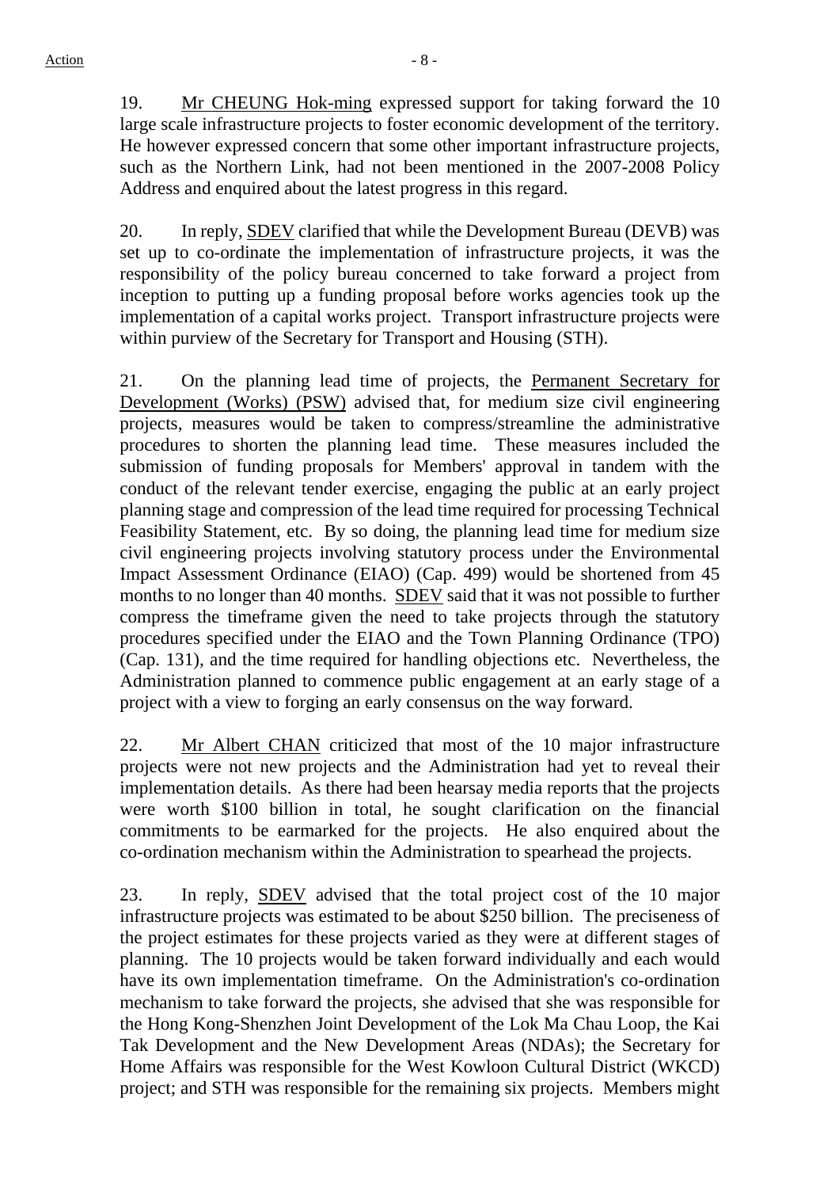19. Mr CHEUNG Hok-ming expressed support for taking forward the 10 large scale infrastructure projects to foster economic development of the territory. He however expressed concern that some other important infrastructure projects, such as the Northern Link, had not been mentioned in the 2007-2008 Policy Address and enquired about the latest progress in this regard.

20. In reply, SDEV clarified that while the Development Bureau (DEVB) was set up to co-ordinate the implementation of infrastructure projects, it was the responsibility of the policy bureau concerned to take forward a project from inception to putting up a funding proposal before works agencies took up the implementation of a capital works project. Transport infrastructure projects were within purview of the Secretary for Transport and Housing (STH).

21. On the planning lead time of projects, the Permanent Secretary for Development (Works) (PSW) advised that, for medium size civil engineering projects, measures would be taken to compress/streamline the administrative procedures to shorten the planning lead time. These measures included the submission of funding proposals for Members' approval in tandem with the conduct of the relevant tender exercise, engaging the public at an early project planning stage and compression of the lead time required for processing Technical Feasibility Statement, etc. By so doing, the planning lead time for medium size civil engineering projects involving statutory process under the Environmental Impact Assessment Ordinance (EIAO) (Cap. 499) would be shortened from 45 months to no longer than 40 months. SDEV said that it was not possible to further compress the timeframe given the need to take projects through the statutory procedures specified under the EIAO and the Town Planning Ordinance (TPO) (Cap. 131), and the time required for handling objections etc. Nevertheless, the Administration planned to commence public engagement at an early stage of a project with a view to forging an early consensus on the way forward.

22. Mr Albert CHAN criticized that most of the 10 major infrastructure projects were not new projects and the Administration had yet to reveal their implementation details. As there had been hearsay media reports that the projects were worth $100 billion in total, he sought clarification on the financial commitments to be earmarked for the projects. He also enquired about the co-ordination mechanism within the Administration to spearhead the projects.

23. In reply, SDEV advised that the total project cost of the 10 major infrastructure projects was estimated to be about $250 billion. The preciseness of the project estimates for these projects varied as they were at different stages of planning. The 10 projects would be taken forward individually and each would have its own implementation timeframe. On the Administration's co-ordination mechanism to take forward the projects, she advised that she was responsible for the Hong Kong-Shenzhen Joint Development of the Lok Ma Chau Loop, the Kai Tak Development and the New Development Areas (NDAs); the Secretary for Home Affairs was responsible for the West Kowloon Cultural District (WKCD) project; and STH was responsible for the remaining six projects. Members might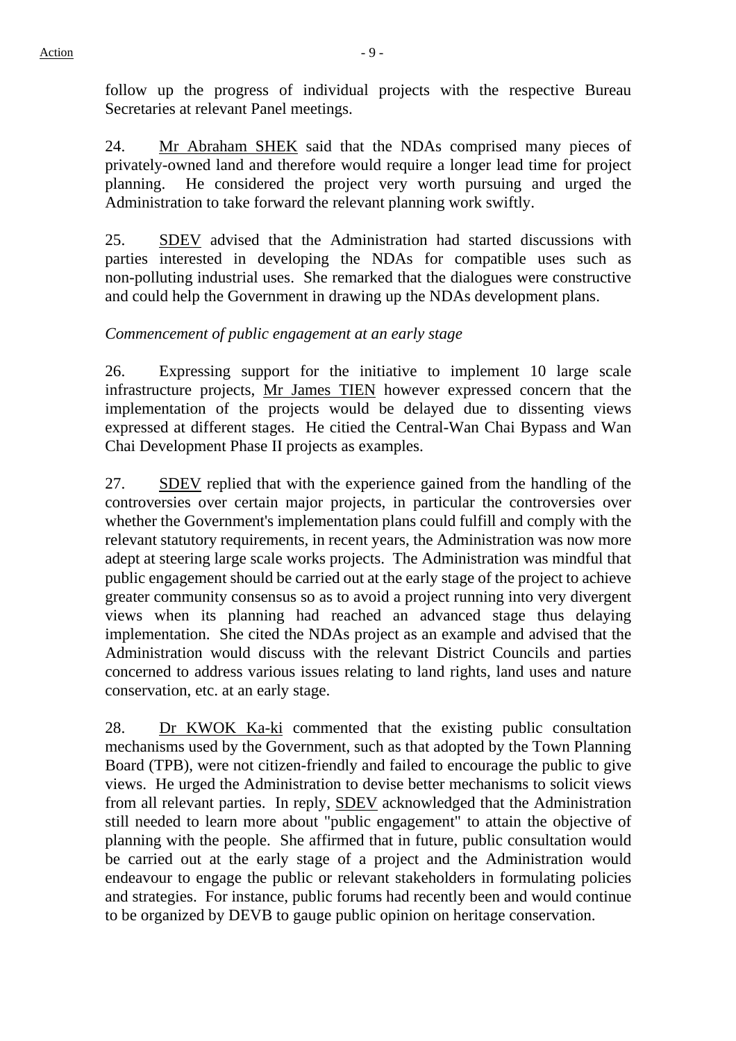follow up the progress of individual projects with the respective Bureau Secretaries at relevant Panel meetings.

24. Mr Abraham SHEK said that the NDAs comprised many pieces of privately-owned land and therefore would require a longer lead time for project planning. He considered the project very worth pursuing and urged the Administration to take forward the relevant planning work swiftly.

25. SDEV advised that the Administration had started discussions with parties interested in developing the NDAs for compatible uses such as non-polluting industrial uses. She remarked that the dialogues were constructive and could help the Government in drawing up the NDAs development plans.

*Commencement of public engagement at an early stage*

26. Expressing support for the initiative to implement 10 large scale infrastructure projects, Mr James TIEN however expressed concern that the implementation of the projects would be delayed due to dissenting views expressed at different stages. He citied the Central-Wan Chai Bypass and Wan Chai Development Phase II projects as examples.

27. SDEV replied that with the experience gained from the handling of the controversies over certain major projects, in particular the controversies over whether the Government's implementation plans could fulfill and comply with the relevant statutory requirements, in recent years, the Administration was now more adept at steering large scale works projects. The Administration was mindful that public engagement should be carried out at the early stage of the project to achieve greater community consensus so as to avoid a project running into very divergent views when its planning had reached an advanced stage thus delaying implementation. She cited the NDAs project as an example and advised that the Administration would discuss with the relevant District Councils and parties concerned to address various issues relating to land rights, land uses and nature conservation, etc. at an early stage.

28. Dr KWOK Ka-ki commented that the existing public consultation mechanisms used by the Government, such as that adopted by the Town Planning Board (TPB), were not citizen-friendly and failed to encourage the public to give views. He urged the Administration to devise better mechanisms to solicit views from all relevant parties. In reply, SDEV acknowledged that the Administration still needed to learn more about "public engagement" to attain the objective of planning with the people. She affirmed that in future, public consultation would be carried out at the early stage of a project and the Administration would endeavour to engage the public or relevant stakeholders in formulating policies and strategies. For instance, public forums had recently been and would continue to be organized by DEVB to gauge public opinion on heritage conservation.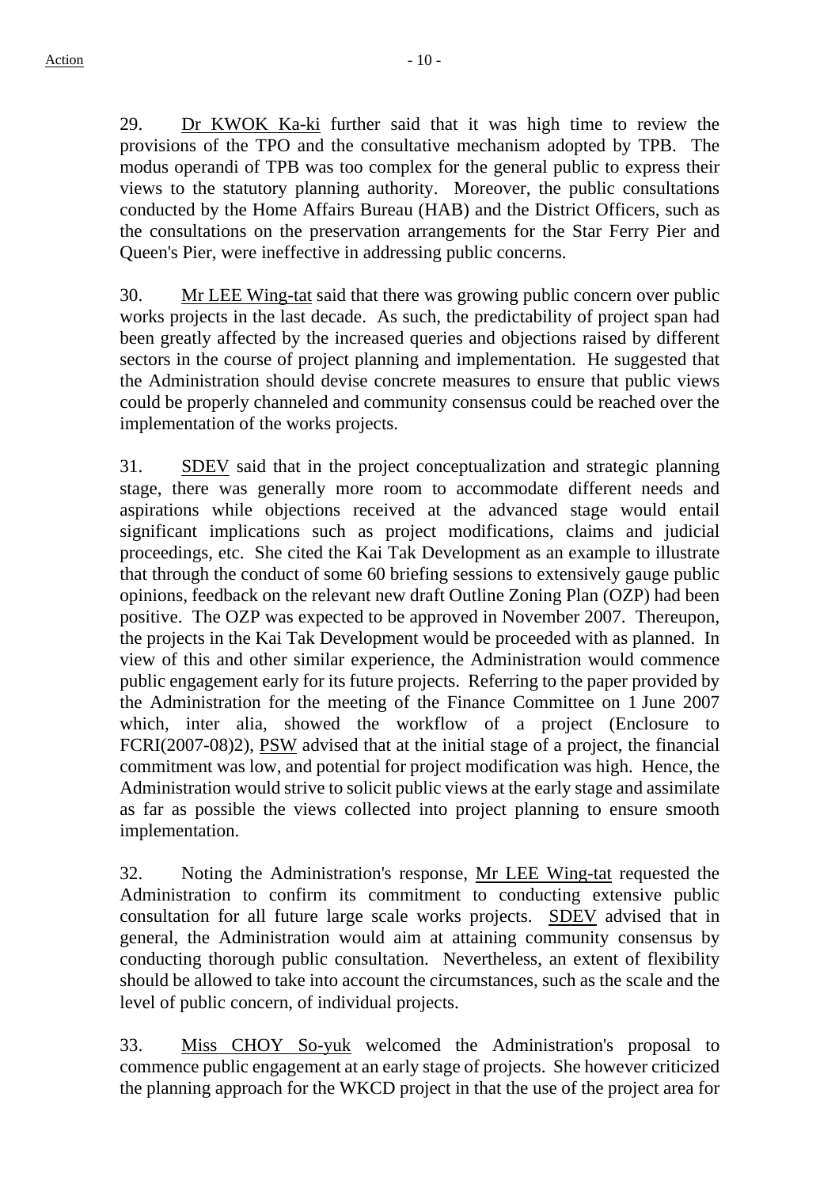29. Dr KWOK Ka-ki further said that it was high time to review the provisions of the TPO and the consultative mechanism adopted by TPB. The modus operandi of TPB was too complex for the general public to express their views to the statutory planning authority. Moreover, the public consultations conducted by the Home Affairs Bureau (HAB) and the District Officers, such as the consultations on the preservation arrangements for the Star Ferry Pier and Queen's Pier, were ineffective in addressing public concerns.

30. Mr LEE Wing-tat said that there was growing public concern over public works projects in the last decade. As such, the predictability of project span had been greatly affected by the increased queries and objections raised by different sectors in the course of project planning and implementation. He suggested that the Administration should devise concrete measures to ensure that public views could be properly channeled and community consensus could be reached over the implementation of the works projects.

31. SDEV said that in the project conceptualization and strategic planning stage, there was generally more room to accommodate different needs and aspirations while objections received at the advanced stage would entail significant implications such as project modifications, claims and judicial proceedings, etc. She cited the Kai Tak Development as an example to illustrate that through the conduct of some 60 briefing sessions to extensively gauge public opinions, feedback on the relevant new draft Outline Zoning Plan (OZP) had been positive. The OZP was expected to be approved in November 2007. Thereupon, the projects in the Kai Tak Development would be proceeded with as planned. In view of this and other similar experience, the Administration would commence public engagement early for its future projects. Referring to the paper provided by the Administration for the meeting of the Finance Committee on 1 June 2007 which, inter alia, showed the workflow of a project (Enclosure to FCRI(2007-08)2), PSW advised that at the initial stage of a project, the financial commitment was low, and potential for project modification was high. Hence, the Administration would strive to solicit public views at the early stage and assimilate as far as possible the views collected into project planning to ensure smooth implementation.

32. Noting the Administration's response, Mr LEE Wing-tat requested the Administration to confirm its commitment to conducting extensive public consultation for all future large scale works projects. SDEV advised that in general, the Administration would aim at attaining community consensus by conducting thorough public consultation. Nevertheless, an extent of flexibility should be allowed to take into account the circumstances, such as the scale and the level of public concern, of individual projects.

33. Miss CHOY So-yuk welcomed the Administration's proposal to commence public engagement at an early stage of projects. She however criticized the planning approach for the WKCD project in that the use of the project area for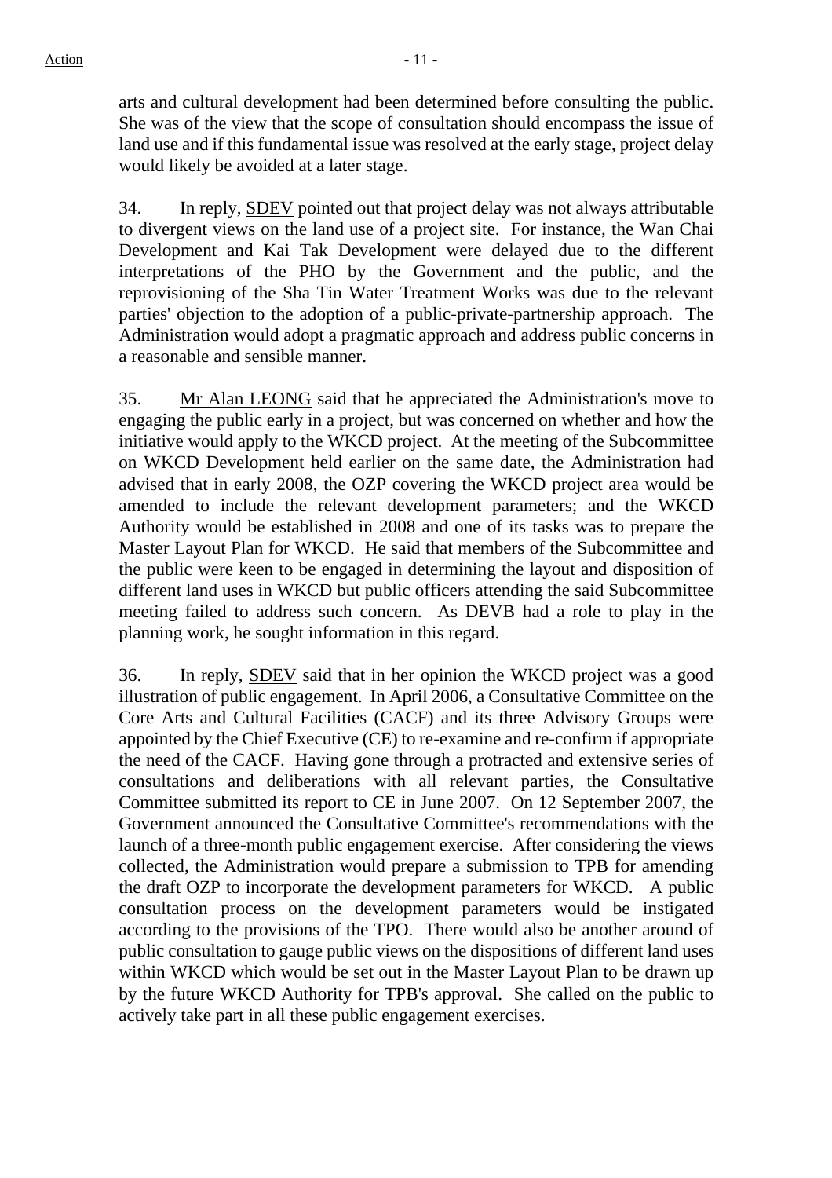arts and cultural development had been determined before consulting the public. She was of the view that the scope of consultation should encompass the issue of land use and if this fundamental issue was resolved at the early stage, project delay would likely be avoided at a later stage.

34. In reply, SDEV pointed out that project delay was not always attributable to divergent views on the land use of a project site. For instance, the Wan Chai Development and Kai Tak Development were delayed due to the different interpretations of the PHO by the Government and the public, and the reprovisioning of the Sha Tin Water Treatment Works was due to the relevant parties' objection to the adoption of a public-private-partnership approach. The Administration would adopt a pragmatic approach and address public concerns in a reasonable and sensible manner.

35. Mr Alan LEONG said that he appreciated the Administration's move to engaging the public early in a project, but was concerned on whether and how the initiative would apply to the WKCD project. At the meeting of the Subcommittee on WKCD Development held earlier on the same date, the Administration had advised that in early 2008, the OZP covering the WKCD project area would be amended to include the relevant development parameters; and the WKCD Authority would be established in 2008 and one of its tasks was to prepare the Master Layout Plan for WKCD. He said that members of the Subcommittee and the public were keen to be engaged in determining the layout and disposition of different land uses in WKCD but public officers attending the said Subcommittee meeting failed to address such concern. As DEVB had a role to play in the planning work, he sought information in this regard.

36. In reply, SDEV said that in her opinion the WKCD project was a good illustration of public engagement. In April 2006, a Consultative Committee on the Core Arts and Cultural Facilities (CACF) and its three Advisory Groups were appointed by the Chief Executive (CE) to re-examine and re-confirm if appropriate the need of the CACF. Having gone through a protracted and extensive series of consultations and deliberations with all relevant parties, the Consultative Committee submitted its report to CE in June 2007. On 12 September 2007, the Government announced the Consultative Committee's recommendations with the launch of a three-month public engagement exercise. After considering the views collected, the Administration would prepare a submission to TPB for amending the draft OZP to incorporate the development parameters for WKCD. A public consultation process on the development parameters would be instigated according to the provisions of the TPO. There would also be another around of public consultation to gauge public views on the dispositions of different land uses within WKCD which would be set out in the Master Layout Plan to be drawn up by the future WKCD Authority for TPB's approval. She called on the public to actively take part in all these public engagement exercises.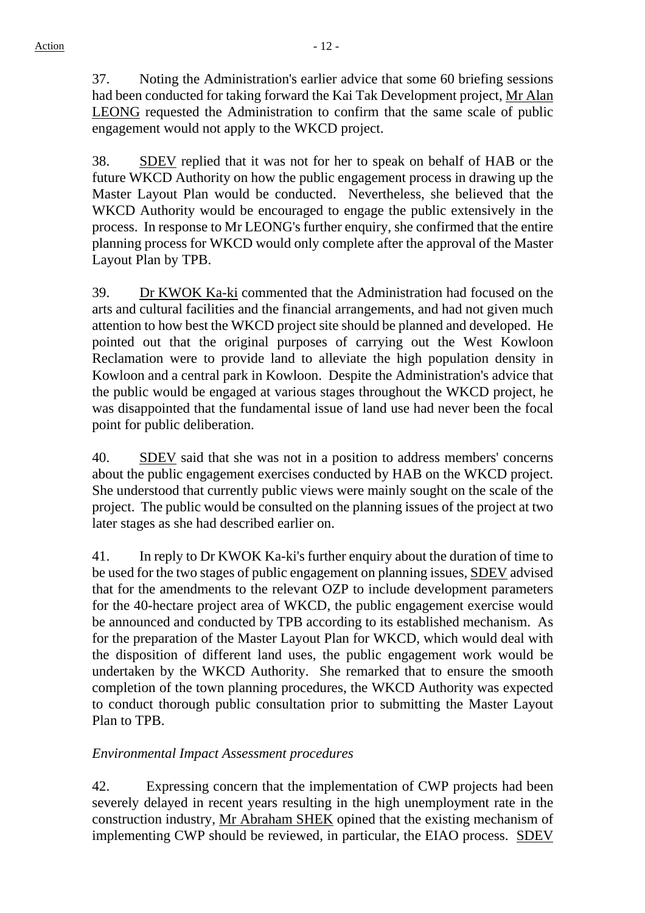37. Noting the Administration's earlier advice that some 60 briefing sessions had been conducted for taking forward the Kai Tak Development project, Mr Alan LEONG requested the Administration to confirm that the same scale of public engagement would not apply to the WKCD project.

38. SDEV replied that it was not for her to speak on behalf of HAB or the future WKCD Authority on how the public engagement process in drawing up the Master Layout Plan would be conducted. Nevertheless, she believed that the WKCD Authority would be encouraged to engage the public extensively in the process. In response to Mr LEONG's further enquiry, she confirmed that the entire planning process for WKCD would only complete after the approval of the Master Layout Plan by TPB.

39. Dr KWOK Ka-ki commented that the Administration had focused on the arts and cultural facilities and the financial arrangements, and had not given much attention to how best the WKCD project site should be planned and developed. He pointed out that the original purposes of carrying out the West Kowloon Reclamation were to provide land to alleviate the high population density in Kowloon and a central park in Kowloon. Despite the Administration's advice that the public would be engaged at various stages throughout the WKCD project, he was disappointed that the fundamental issue of land use had never been the focal point for public deliberation.

40. SDEV said that she was not in a position to address members' concerns about the public engagement exercises conducted by HAB on the WKCD project. She understood that currently public views were mainly sought on the scale of the project. The public would be consulted on the planning issues of the project at two later stages as she had described earlier on.

41. In reply to Dr KWOK Ka-ki's further enquiry about the duration of time to be used for the two stages of public engagement on planning issues, SDEV advised that for the amendments to the relevant OZP to include development parameters for the 40-hectare project area of WKCD, the public engagement exercise would be announced and conducted by TPB according to its established mechanism. As for the preparation of the Master Layout Plan for WKCD, which would deal with the disposition of different land uses, the public engagement work would be undertaken by the WKCD Authority. She remarked that to ensure the smooth completion of the town planning procedures, the WKCD Authority was expected to conduct thorough public consultation prior to submitting the Master Layout Plan to TPB.

*Environmental Impact Assessment procedures*

42. Expressing concern that the implementation of CWP projects had been severely delayed in recent years resulting in the high unemployment rate in the construction industry, Mr Abraham SHEK opined that the existing mechanism of implementing CWP should be reviewed, in particular, the EIAO process. SDEV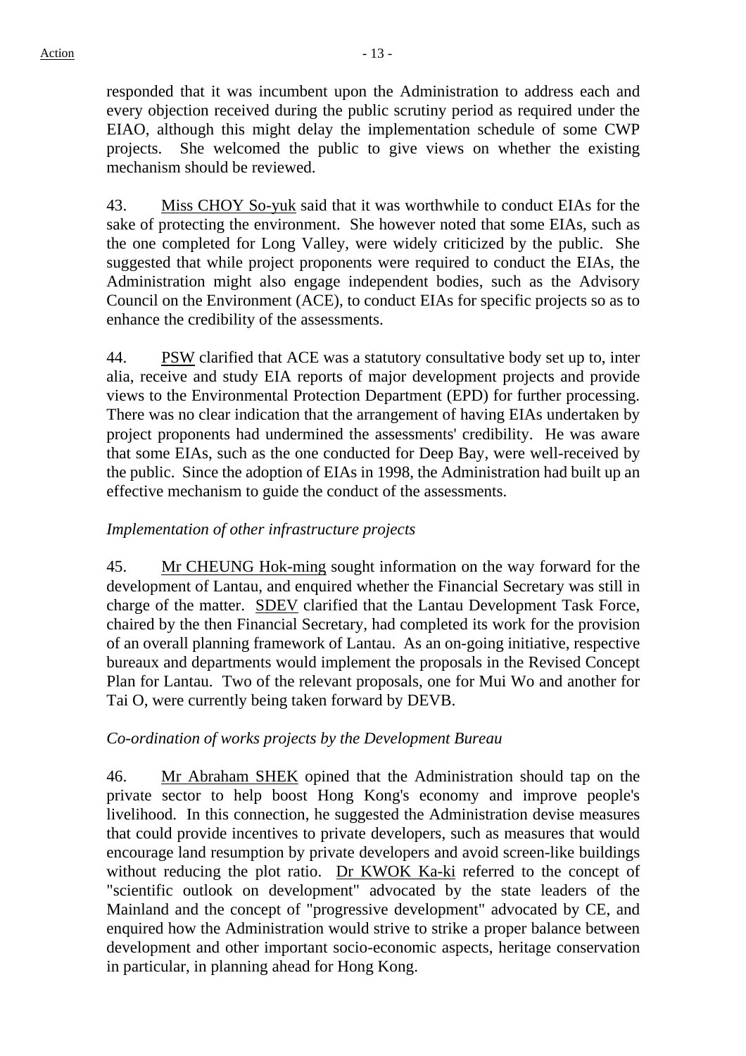responded that it was incumbent upon the Administration to address each and every objection received during the public scrutiny period as required under the EIAO, although this might delay the implementation schedule of some CWP projects. She welcomed the public to give views on whether the existing mechanism should be reviewed.

43. Miss CHOY So-yuk said that it was worthwhile to conduct EIAs for the sake of protecting the environment. She however noted that some EIAs, such as the one completed for Long Valley, were widely criticized by the public. She suggested that while project proponents were required to conduct the EIAs, the Administration might also engage independent bodies, such as the Advisory Council on the Environment (ACE), to conduct EIAs for specific projects so as to enhance the credibility of the assessments.

44. PSW clarified that ACE was a statutory consultative body set up to, inter alia, receive and study EIA reports of major development projects and provide views to the Environmental Protection Department (EPD) for further processing. There was no clear indication that the arrangement of having EIAs undertaken by project proponents had undermined the assessments' credibility. He was aware that some EIAs, such as the one conducted for Deep Bay, were well-received by the public. Since the adoption of EIAs in 1998, the Administration had built up an effective mechanism to guide the conduct of the assessments.

*Implementation of other infrastructure projects*

45. Mr CHEUNG Hok-ming sought information on the way forward for the development of Lantau, and enquired whether the Financial Secretary was still in charge of the matter. SDEV clarified that the Lantau Development Task Force, chaired by the then Financial Secretary, had completed its work for the provision of an overall planning framework of Lantau. As an on-going initiative, respective bureaux and departments would implement the proposals in the Revised Concept Plan for Lantau. Two of the relevant proposals, one for Mui Wo and another for Tai O, were currently being taken forward by DEVB.

*Co-ordination of works projects by the Development Bureau*

46. Mr Abraham SHEK opined that the Administration should tap on the private sector to help boost Hong Kong's economy and improve people's livelihood. In this connection, he suggested the Administration devise measures that could provide incentives to private developers, such as measures that would encourage land resumption by private developers and avoid screen-like buildings without reducing the plot ratio. Dr KWOK Ka-ki referred to the concept of "scientific outlook on development" advocated by the state leaders of the Mainland and the concept of "progressive development" advocated by CE, and enquired how the Administration would strive to strike a proper balance between development and other important socio-economic aspects, heritage conservation in particular, in planning ahead for Hong Kong.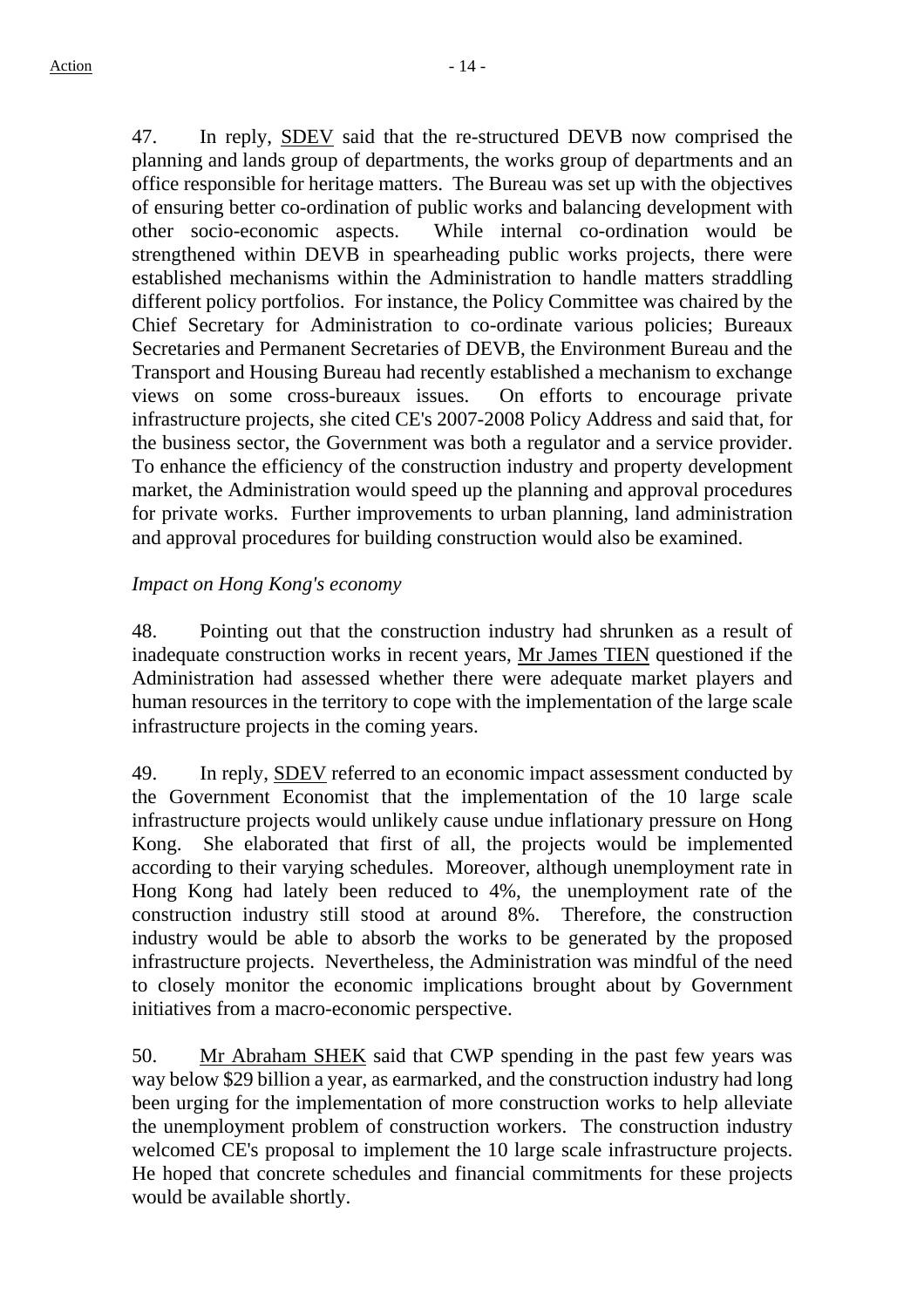47. In reply, SDEV said that the re-structured DEVB now comprised the planning and lands group of departments, the works group of departments and an office responsible for heritage matters. The Bureau was set up with the objectives of ensuring better co-ordination of public works and balancing development with other socio-economic aspects. While internal co-ordination would be strengthened within DEVB in spearheading public works projects, there were established mechanisms within the Administration to handle matters straddling different policy portfolios. For instance, the Policy Committee was chaired by the Chief Secretary for Administration to co-ordinate various policies; Bureaux Secretaries and Permanent Secretaries of DEVB, the Environment Bureau and the Transport and Housing Bureau had recently established a mechanism to exchange views on some cross-bureaux issues. On efforts to encourage private infrastructure projects, she cited CE's 2007-2008 Policy Address and said that, for the business sector, the Government was both a regulator and a service provider. To enhance the efficiency of the construction industry and property development market, the Administration would speed up the planning and approval procedures for private works. Further improvements to urban planning, land administration and approval procedures for building construction would also be examined.

*Impact on Hong Kong's economy*

48. Pointing out that the construction industry had shrunken as a result of inadequate construction works in recent years, Mr James TIEN questioned if the Administration had assessed whether there were adequate market players and human resources in the territory to cope with the implementation of the large scale infrastructure projects in the coming years.

49. In reply, SDEV referred to an economic impact assessment conducted by the Government Economist that the implementation of the 10 large scale infrastructure projects would unlikely cause undue inflationary pressure on Hong Kong. She elaborated that first of all, the projects would be implemented according to their varying schedules. Moreover, although unemployment rate in Hong Kong had lately been reduced to 4%, the unemployment rate of the construction industry still stood at around 8%. Therefore, the construction industry would be able to absorb the works to be generated by the proposed infrastructure projects. Nevertheless, the Administration was mindful of the need to closely monitor the economic implications brought about by Government initiatives from a macro-economic perspective.

50. Mr Abraham SHEK said that CWP spending in the past few years was way below $29 billion a year, as earmarked, and the construction industry had long been urging for the implementation of more construction works to help alleviate the unemployment problem of construction workers. The construction industry welcomed CE's proposal to implement the 10 large scale infrastructure projects. He hoped that concrete schedules and financial commitments for these projects would be available shortly.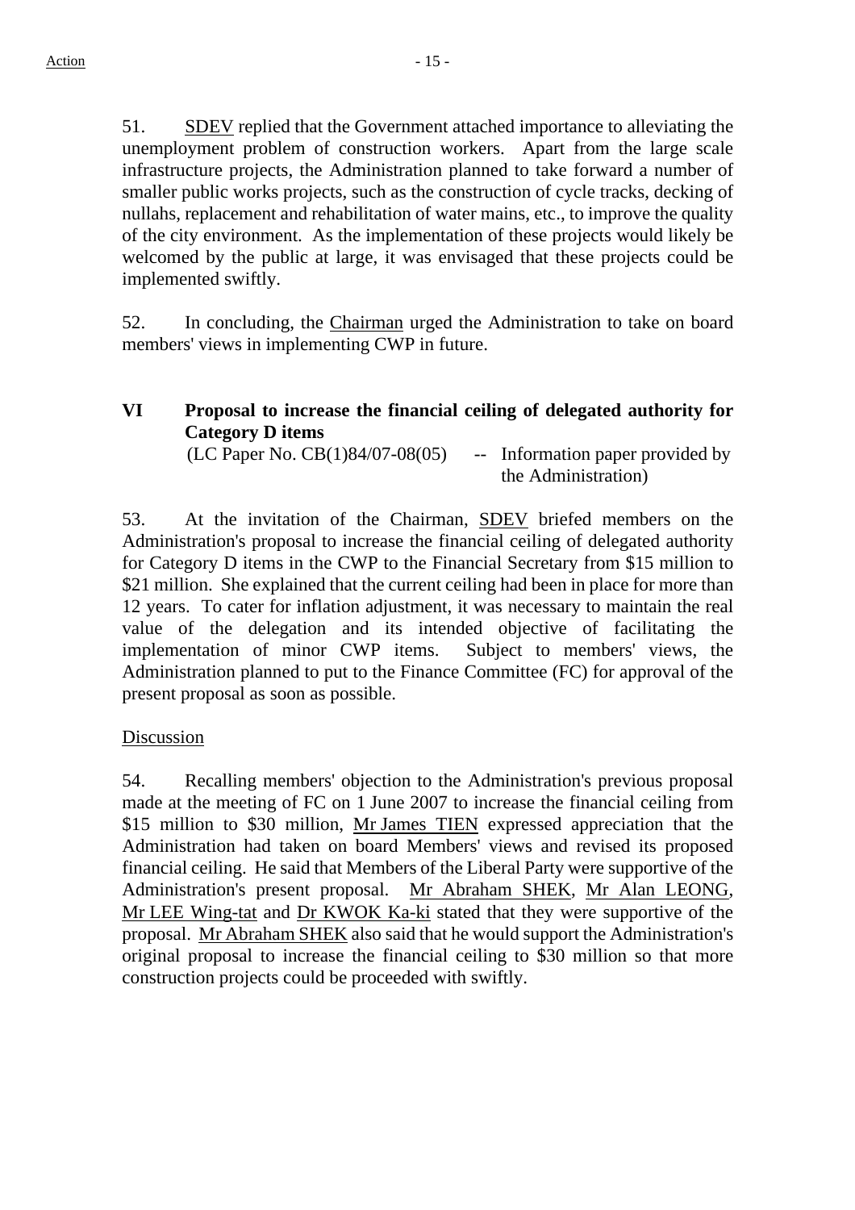51. SDEV replied that the Government attached importance to alleviating the unemployment problem of construction workers. Apart from the large scale infrastructure projects, the Administration planned to take forward a number of smaller public works projects, such as the construction of cycle tracks, decking of nullahs, replacement and rehabilitation of water mains, etc., to improve the quality of the city environment. As the implementation of these projects would likely be welcomed by the public at large, it was envisaged that these projects could be implemented swiftly.

52. In concluding, the Chairman urged the Administration to take on board members' views in implementing CWP in future.

## VI Proposal to increase the financial ceiling of delegated authority for Category D items

(LC Paper No. CB(1)84/07-08(05) -- Information paper provided by the Administration)

53. At the invitation of the Chairman, SDEV briefed members on the Administration's proposal to increase the financial ceiling of delegated authority for Category D items in the CWP to the Financial Secretary from $15 million to $21 million. She explained that the current ceiling had been in place for more than 12 years. To cater for inflation adjustment, it was necessary to maintain the real value of the delegation and its intended objective of facilitating the implementation of minor CWP items. Subject to members' views, the Administration planned to put to the Finance Committee (FC) for approval of the present proposal as soon as possible.

Discussion

54. Recalling members' objection to the Administration's previous proposal made at the meeting of FC on 1 June 2007 to increase the financial ceiling from $15 million to $30 million, Mr James TIEN expressed appreciation that the Administration had taken on board Members' views and revised its proposed financial ceiling. He said that Members of the Liberal Party were supportive of the Administration's present proposal. Mr Abraham SHEK, Mr Alan LEONG, Mr LEE Wing-tat and Dr KWOK Ka-ki stated that they were supportive of the proposal. Mr Abraham SHEK also said that he would support the Administration's original proposal to increase the financial ceiling to $30 million so that more construction projects could be proceeded with swiftly.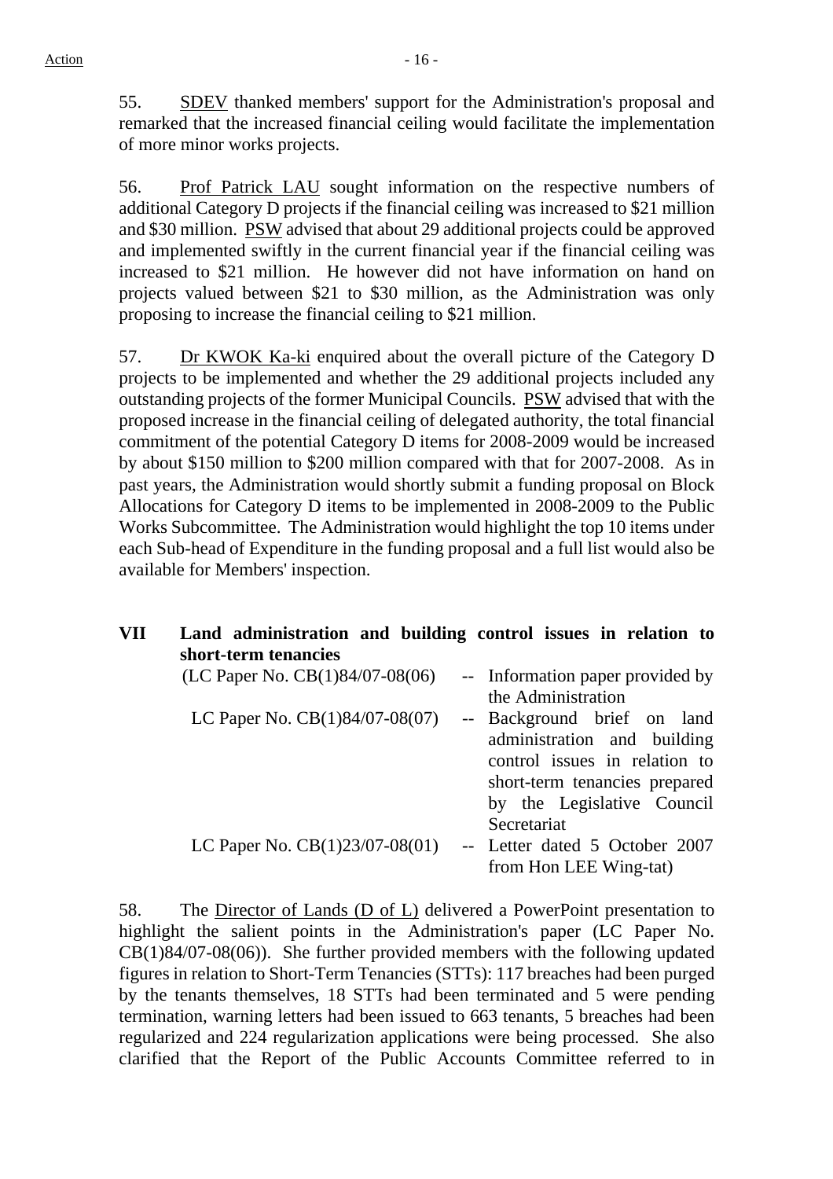55. SDEV thanked members' support for the Administration's proposal and remarked that the increased financial ceiling would facilitate the implementation of more minor works projects.

56. Prof Patrick LAU sought information on the respective numbers of additional Category D projects if the financial ceiling was increased to \$21 million and \$30 million. PSW advised that about 29 additional projects could be approved and implemented swiftly in the current financial year if the financial ceiling was increased to \$21 million. He however did not have information on hand on projects valued between \$21 to \$30 million, as the Administration was only proposing to increase the financial ceiling to \$21 million.

57. Dr KWOK Ka-ki enquired about the overall picture of the Category D projects to be implemented and whether the 29 additional projects included any outstanding projects of the former Municipal Councils. PSW advised that with the proposed increase in the financial ceiling of delegated authority, the total financial commitment of the potential Category D items for 2008-2009 would be increased by about \$150 million to \$200 million compared with that for 2007-2008. As in past years, the Administration would shortly submit a funding proposal on Block Allocations for Category D items to be implemented in 2008-2009 to the Public Works Subcommittee. The Administration would highlight the top 10 items under each Sub-head of Expenditure in the funding proposal and a full list would also be available for Members' inspection.

## VII Land administration and building control issues in relation to short-term tenancies

(LC Paper No. CB(1)84/07-08(06) -- Information paper provided by the Administration

LC Paper No. CB(1)84/07-08(07) -- Background brief on land administration and building control issues in relation to short-term tenancies prepared by the Legislative Council Secretariat

LC Paper No. CB(1)23/07-08(01) -- Letter dated 5 October 2007 from Hon LEE Wing-tat)

58. The Director of Lands (D of L) delivered a PowerPoint presentation to highlight the salient points in the Administration's paper (LC Paper No. CB(1)84/07-08(06)). She further provided members with the following updated figures in relation to Short-Term Tenancies (STTs): 117 breaches had been purged by the tenants themselves, 18 STTs had been terminated and 5 were pending termination, warning letters had been issued to 663 tenants, 5 breaches had been regularized and 224 regularization applications were being processed. She also clarified that the Report of the Public Accounts Committee referred to in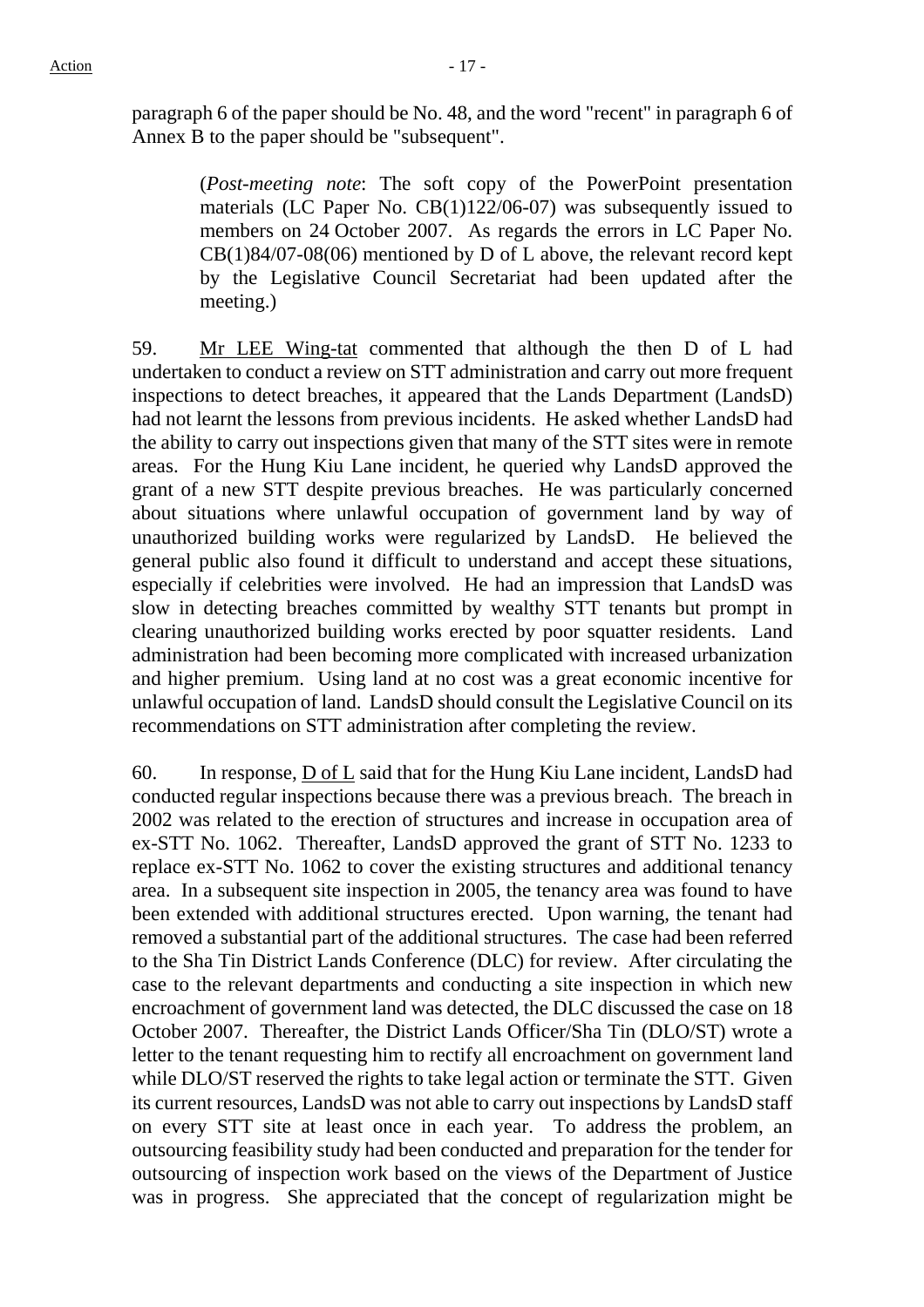paragraph 6 of the paper should be No. 48, and the word "recent" in paragraph 6 of Annex B to the paper should be "subsequent".

> (*Post-meeting note*: The soft copy of the PowerPoint presentation materials (LC Paper No. CB(1)122/06-07) was subsequently issued to members on 24 October 2007. As regards the errors in LC Paper No. CB(1)84/07-08(06) mentioned by D of L above, the relevant record kept by the Legislative Council Secretariat had been updated after the meeting.)

59. Mr LEE Wing-tat commented that although the then D of L had undertaken to conduct a review on STT administration and carry out more frequent inspections to detect breaches, it appeared that the Lands Department (LandsD) had not learnt the lessons from previous incidents. He asked whether LandsD had the ability to carry out inspections given that many of the STT sites were in remote areas. For the Hung Kiu Lane incident, he queried why LandsD approved the grant of a new STT despite previous breaches. He was particularly concerned about situations where unlawful occupation of government land by way of unauthorized building works were regularized by LandsD. He believed the general public also found it difficult to understand and accept these situations, especially if celebrities were involved. He had an impression that LandsD was slow in detecting breaches committed by wealthy STT tenants but prompt in clearing unauthorized building works erected by poor squatter residents. Land administration had been becoming more complicated with increased urbanization and higher premium. Using land at no cost was a great economic incentive for unlawful occupation of land. LandsD should consult the Legislative Council on its recommendations on STT administration after completing the review.

60. In response, D of L said that for the Hung Kiu Lane incident, LandsD had conducted regular inspections because there was a previous breach. The breach in 2002 was related to the erection of structures and increase in occupation area of ex-STT No. 1062. Thereafter, LandsD approved the grant of STT No. 1233 to replace ex-STT No. 1062 to cover the existing structures and additional tenancy area. In a subsequent site inspection in 2005, the tenancy area was found to have been extended with additional structures erected. Upon warning, the tenant had removed a substantial part of the additional structures. The case had been referred to the Sha Tin District Lands Conference (DLC) for review. After circulating the case to the relevant departments and conducting a site inspection in which new encroachment of government land was detected, the DLC discussed the case on 18 October 2007. Thereafter, the District Lands Officer/Sha Tin (DLO/ST) wrote a letter to the tenant requesting him to rectify all encroachment on government land while DLO/ST reserved the rights to take legal action or terminate the STT. Given its current resources, LandsD was not able to carry out inspections by LandsD staff on every STT site at least once in each year. To address the problem, an outsourcing feasibility study had been conducted and preparation for the tender for outsourcing of inspection work based on the views of the Department of Justice was in progress. She appreciated that the concept of regularization might be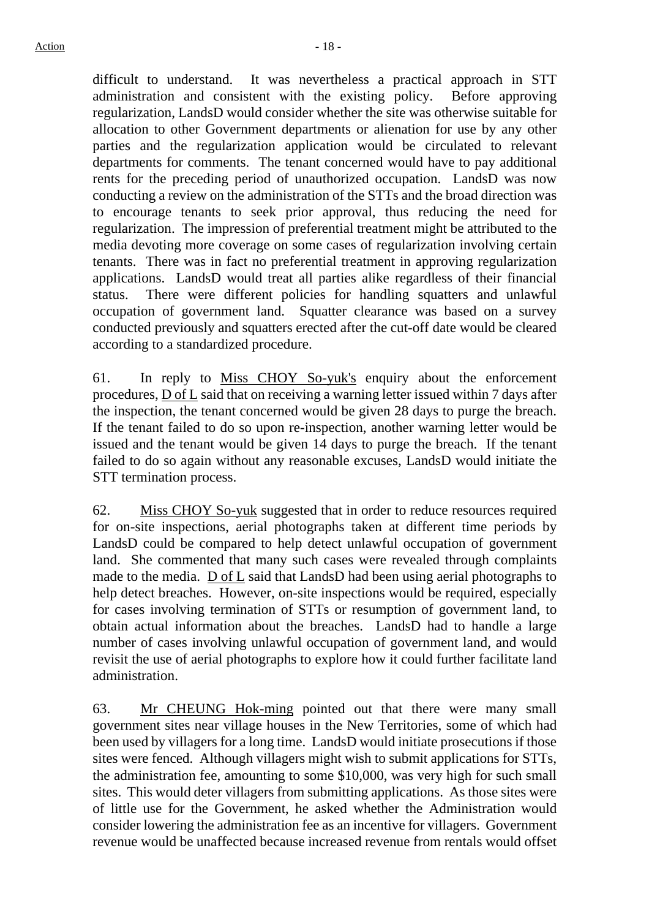difficult to understand. It was nevertheless a practical approach in STT administration and consistent with the existing policy. Before approving regularization, LandsD would consider whether the site was otherwise suitable for allocation to other Government departments or alienation for use by any other parties and the regularization application would be circulated to relevant departments for comments. The tenant concerned would have to pay additional rents for the preceding period of unauthorized occupation. LandsD was now conducting a review on the administration of the STTs and the broad direction was to encourage tenants to seek prior approval, thus reducing the need for regularization. The impression of preferential treatment might be attributed to the media devoting more coverage on some cases of regularization involving certain tenants. There was in fact no preferential treatment in approving regularization applications. LandsD would treat all parties alike regardless of their financial status. There were different policies for handling squatters and unlawful occupation of government land. Squatter clearance was based on a survey conducted previously and squatters erected after the cut-off date would be cleared according to a standardized procedure.

61. In reply to Miss CHOY So-yuk's enquiry about the enforcement procedures, D of L said that on receiving a warning letter issued within 7 days after the inspection, the tenant concerned would be given 28 days to purge the breach. If the tenant failed to do so upon re-inspection, another warning letter would be issued and the tenant would be given 14 days to purge the breach. If the tenant failed to do so again without any reasonable excuses, LandsD would initiate the STT termination process.

62. Miss CHOY So-yuk suggested that in order to reduce resources required for on-site inspections, aerial photographs taken at different time periods by LandsD could be compared to help detect unlawful occupation of government land. She commented that many such cases were revealed through complaints made to the media. D of L said that LandsD had been using aerial photographs to help detect breaches. However, on-site inspections would be required, especially for cases involving termination of STTs or resumption of government land, to obtain actual information about the breaches. LandsD had to handle a large number of cases involving unlawful occupation of government land, and would revisit the use of aerial photographs to explore how it could further facilitate land administration.

63. Mr CHEUNG Hok-ming pointed out that there were many small government sites near village houses in the New Territories, some of which had been used by villagers for a long time. LandsD would initiate prosecutions if those sites were fenced. Although villagers might wish to submit applications for STTs, the administration fee, amounting to some $10,000, was very high for such small sites. This would deter villagers from submitting applications. As those sites were of little use for the Government, he asked whether the Administration would consider lowering the administration fee as an incentive for villagers. Government revenue would be unaffected because increased revenue from rentals would offset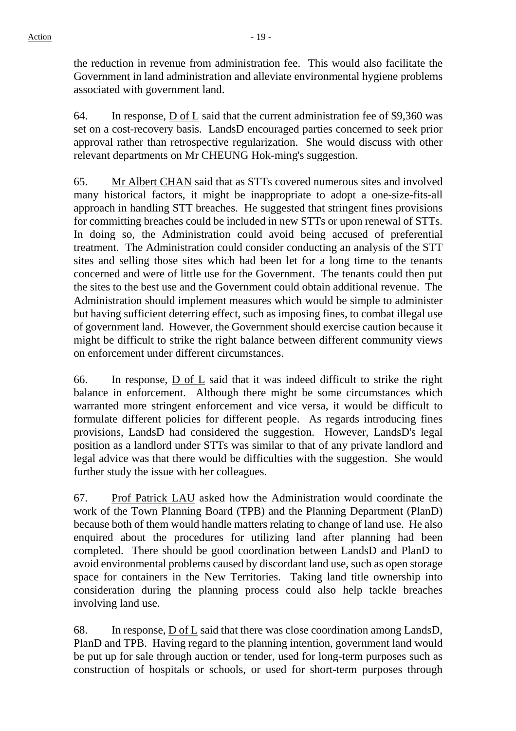the reduction in revenue from administration fee. This would also facilitate the Government in land administration and alleviate environmental hygiene problems associated with government land.

64. In response, D of L said that the current administration fee of $9,360 was set on a cost-recovery basis. LandsD encouraged parties concerned to seek prior approval rather than retrospective regularization. She would discuss with other relevant departments on Mr CHEUNG Hok-ming's suggestion.

65. Mr Albert CHAN said that as STTs covered numerous sites and involved many historical factors, it might be inappropriate to adopt a one-size-fits-all approach in handling STT breaches. He suggested that stringent fines provisions for committing breaches could be included in new STTs or upon renewal of STTs. In doing so, the Administration could avoid being accused of preferential treatment. The Administration could consider conducting an analysis of the STT sites and selling those sites which had been let for a long time to the tenants concerned and were of little use for the Government. The tenants could then put the sites to the best use and the Government could obtain additional revenue. The Administration should implement measures which would be simple to administer but having sufficient deterring effect, such as imposing fines, to combat illegal use of government land. However, the Government should exercise caution because it might be difficult to strike the right balance between different community views on enforcement under different circumstances.

66. In response, D of L said that it was indeed difficult to strike the right balance in enforcement. Although there might be some circumstances which warranted more stringent enforcement and vice versa, it would be difficult to formulate different policies for different people. As regards introducing fines provisions, LandsD had considered the suggestion. However, LandsD's legal position as a landlord under STTs was similar to that of any private landlord and legal advice was that there would be difficulties with the suggestion. She would further study the issue with her colleagues.

67. Prof Patrick LAU asked how the Administration would coordinate the work of the Town Planning Board (TPB) and the Planning Department (PlanD) because both of them would handle matters relating to change of land use. He also enquired about the procedures for utilizing land after planning had been completed. There should be good coordination between LandsD and PlanD to avoid environmental problems caused by discordant land use, such as open storage space for containers in the New Territories. Taking land title ownership into consideration during the planning process could also help tackle breaches involving land use.

68. In response, D of L said that there was close coordination among LandsD, PlanD and TPB. Having regard to the planning intention, government land would be put up for sale through auction or tender, used for long-term purposes such as construction of hospitals or schools, or used for short-term purposes through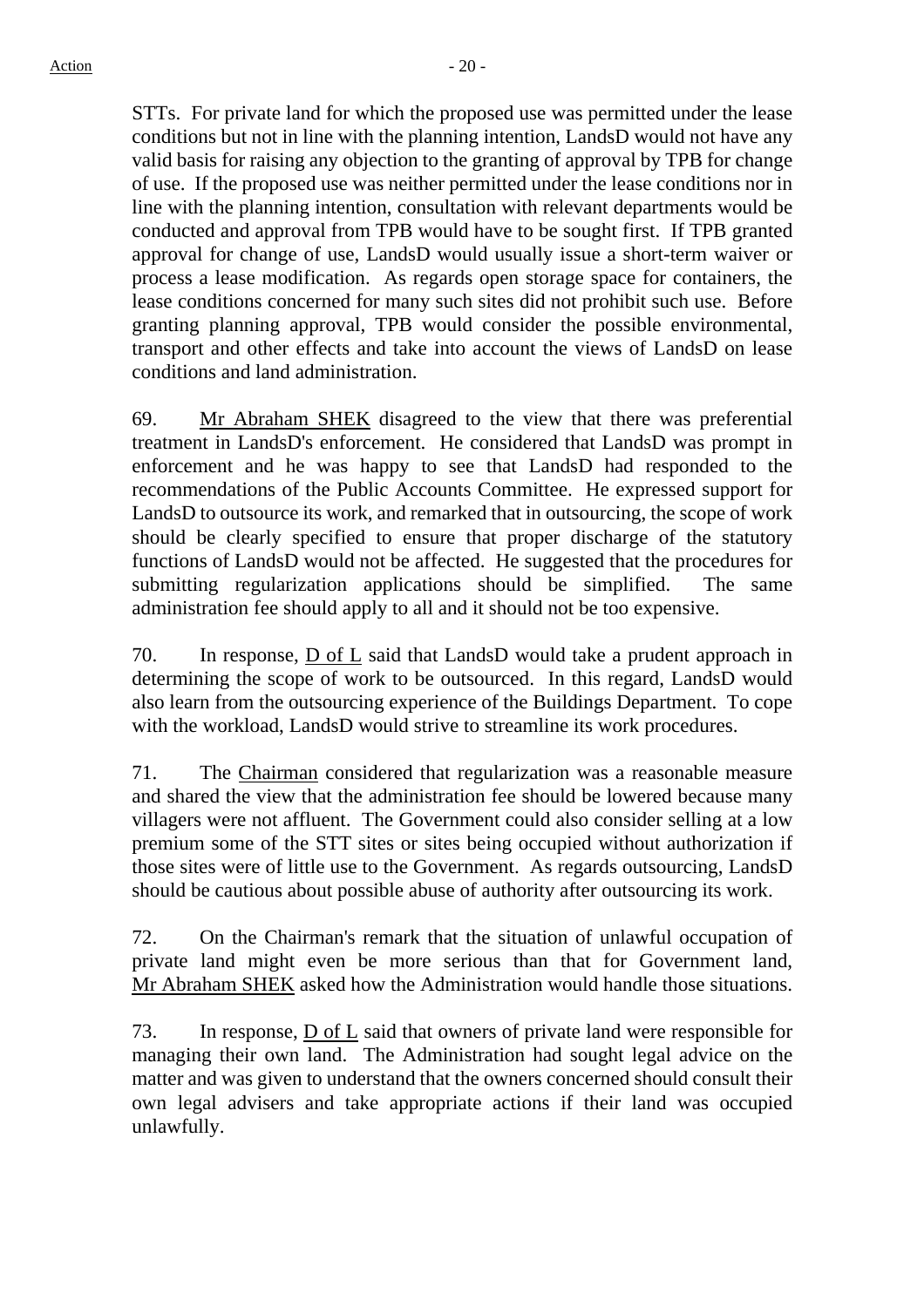STTs. For private land for which the proposed use was permitted under the lease conditions but not in line with the planning intention, LandsD would not have any valid basis for raising any objection to the granting of approval by TPB for change of use. If the proposed use was neither permitted under the lease conditions nor in line with the planning intention, consultation with relevant departments would be conducted and approval from TPB would have to be sought first. If TPB granted approval for change of use, LandsD would usually issue a short-term waiver or process a lease modification. As regards open storage space for containers, the lease conditions concerned for many such sites did not prohibit such use. Before granting planning approval, TPB would consider the possible environmental, transport and other effects and take into account the views of LandsD on lease conditions and land administration.

69. Mr Abraham SHEK disagreed to the view that there was preferential treatment in LandsD's enforcement. He considered that LandsD was prompt in enforcement and he was happy to see that LandsD had responded to the recommendations of the Public Accounts Committee. He expressed support for LandsD to outsource its work, and remarked that in outsourcing, the scope of work should be clearly specified to ensure that proper discharge of the statutory functions of LandsD would not be affected. He suggested that the procedures for submitting regularization applications should be simplified. The same administration fee should apply to all and it should not be too expensive.

70. In response, D of L said that LandsD would take a prudent approach in determining the scope of work to be outsourced. In this regard, LandsD would also learn from the outsourcing experience of the Buildings Department. To cope with the workload, LandsD would strive to streamline its work procedures.

71. The Chairman considered that regularization was a reasonable measure and shared the view that the administration fee should be lowered because many villagers were not affluent. The Government could also consider selling at a low premium some of the STT sites or sites being occupied without authorization if those sites were of little use to the Government. As regards outsourcing, LandsD should be cautious about possible abuse of authority after outsourcing its work.

72. On the Chairman's remark that the situation of unlawful occupation of private land might even be more serious than that for Government land, Mr Abraham SHEK asked how the Administration would handle those situations.

73. In response, D of L said that owners of private land were responsible for managing their own land. The Administration had sought legal advice on the matter and was given to understand that the owners concerned should consult their own legal advisers and take appropriate actions if their land was occupied unlawfully.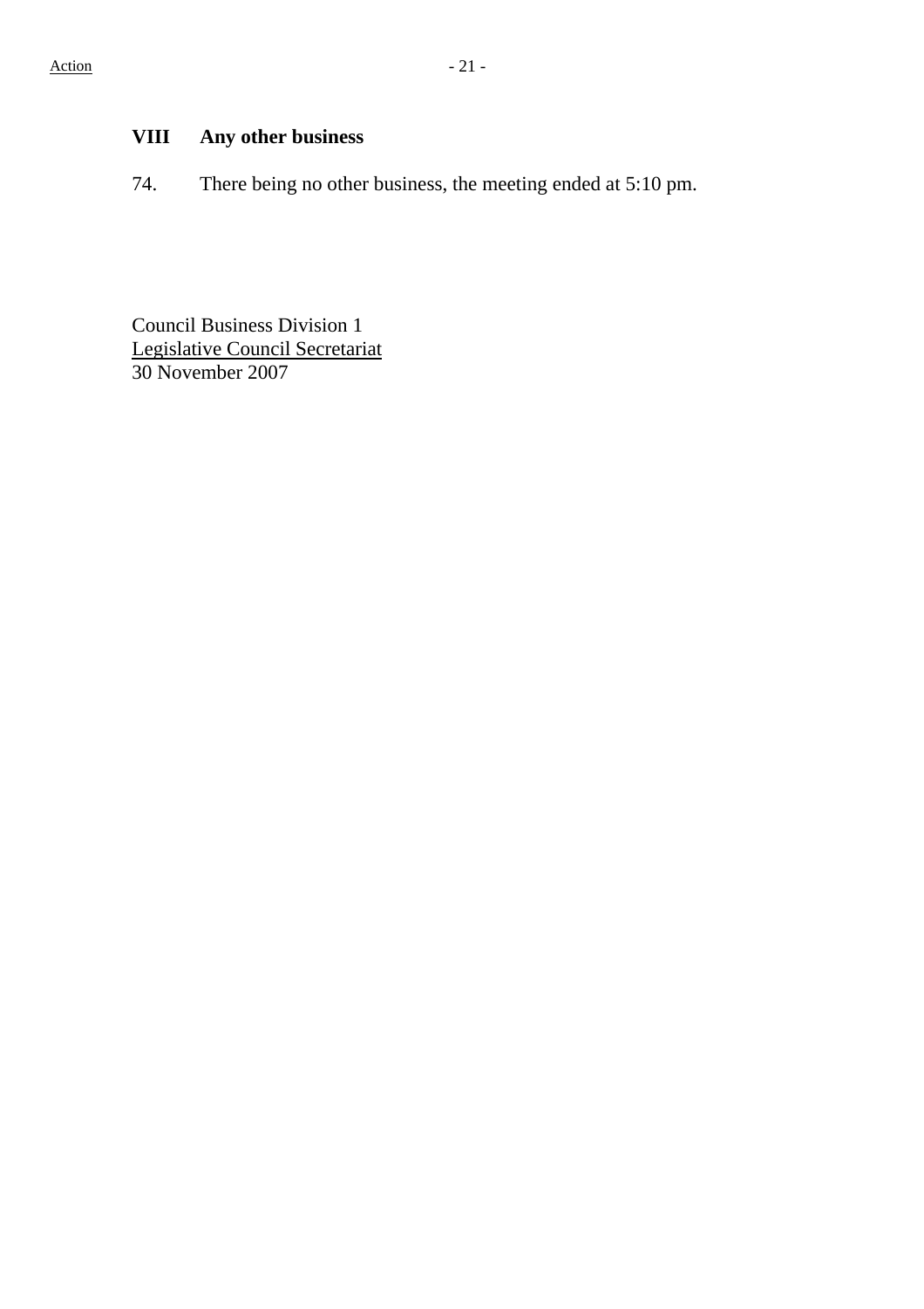## VIII Any other business

74. There being no other business, the meeting ended at 5:10 pm.

Council Business Division 1
Legislative Council Secretariat
30 November 2007